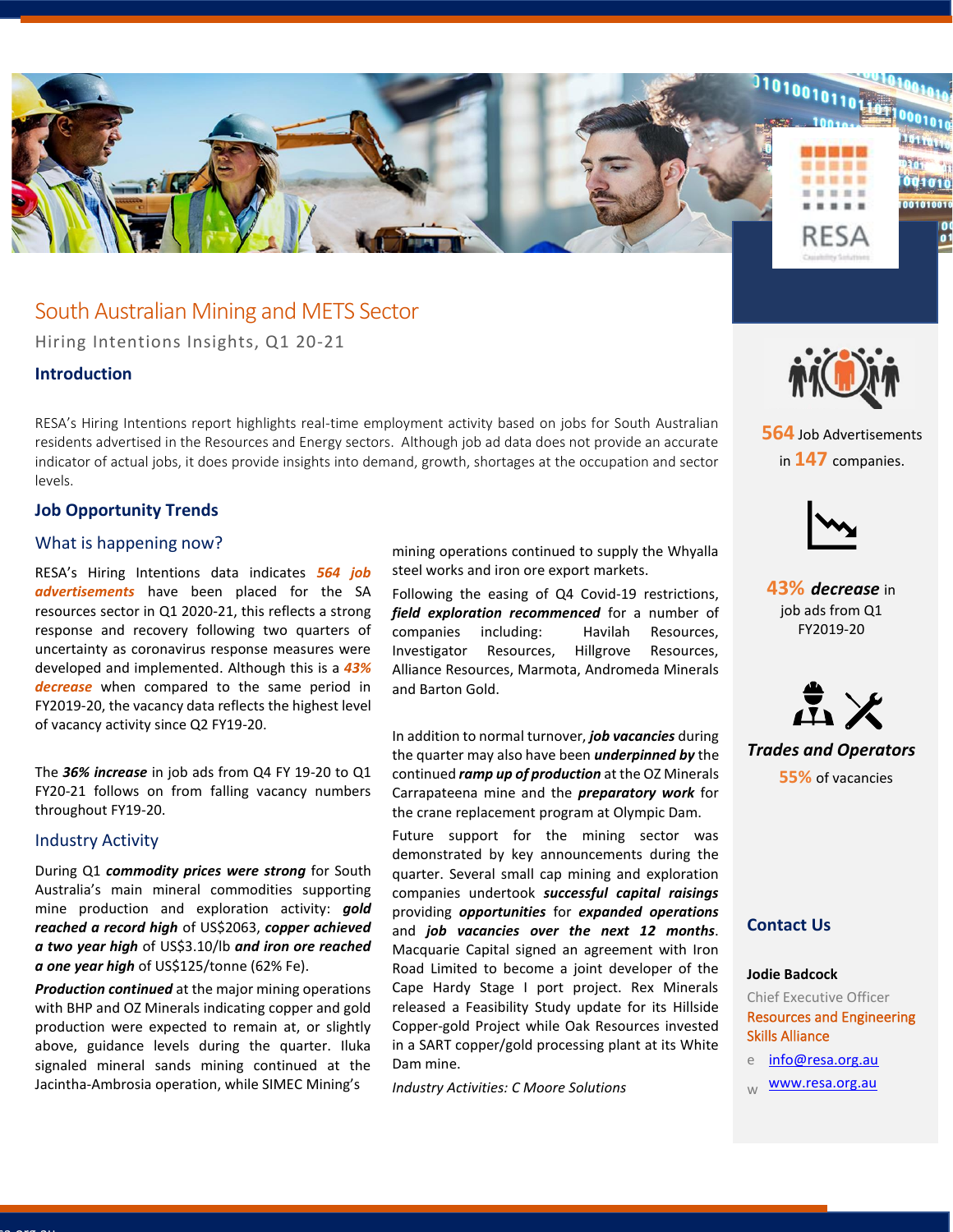# South Australian Mining and METS Sector

Hiring Intentions Insights, Q1 20-21

## Introduction

RESA's Hiring Intentions report highlights real-time employment activity based on jobs for South Australian residents advertised in the Resources and Energy sectors. Although job ad data does not provide an accurate indicator of actual jobs, it does provide insights into demand, growth, shortages at the occupation and sector levels.

## Job Opportunity Trends

### What is happening now?

RESA's Hiring Intentions data indicates ***564 job advertisements*** have been placed for the SA resources sector in Q1 2020-21, this reflects a strong response and recovery following two quarters of uncertainty as coronavirus response measures were developed and implemented. Although this is a ***43% decrease*** when compared to the same period in FY2019-20, the vacancy data reflects the highest level of vacancy activity since Q2 FY19-20.

The ***36% increase*** in job ads from Q4 FY 19-20 to Q1 FY20-21 follows on from falling vacancy numbers throughout FY19-20.

### Industry Activity

During Q1 ***commodity prices were strong*** for South Australia's main mineral commodities supporting mine production and exploration activity: ***gold reached a record high*** of US$2063, ***copper achieved a two year high*** of US$3.10/lb ***and iron ore reached a one year high*** of US$125/tonne (62% Fe).

***Production continued*** at the major mining operations with BHP and OZ Minerals indicating copper and gold production were expected to remain at, or slightly above, guidance levels during the quarter. Iluka signaled mineral sands mining continued at the Jacintha-Ambrosia operation, while SIMEC Mining's mining operations continued to supply the Whyalla steel works and iron ore export markets.

Following the easing of Q4 Covid-19 restrictions, ***field exploration recommenced*** for a number of companies including: Havilah Resources, Investigator Resources, Hillgrove Resources, Alliance Resources, Marmota, Andromeda Minerals and Barton Gold.

In addition to normal turnover, ***job vacancies*** during the quarter may also have been ***underpinned by*** the continued ***ramp up of production*** at the OZ Minerals Carrapateena mine and the ***preparatory work*** for the crane replacement program at Olympic Dam.

Future support for the mining sector was demonstrated by key announcements during the quarter. Several small cap mining and exploration companies undertook ***successful capital raisings*** providing ***opportunities*** for ***expanded operations*** and ***job vacancies over the next 12 months***. Macquarie Capital signed an agreement with Iron Road Limited to become a joint developer of the Cape Hardy Stage I port project. Rex Minerals released a Feasibility Study update for its Hillside Copper-gold Project while Oak Resources invested in a SART copper/gold processing plant at its White Dam mine.

*Industry Activities: C Moore Solutions*

---

**564** Job Advertisements in **147** companies.

**43%** ***decrease*** in job ads from Q1 FY2019-20

***Trades and Operators***

**55%** of vacancies

## Contact Us

**Jodie Badcock**

Chief Executive Officer

Resources and Engineering Skills Alliance

e info@resa.org.au

w www.resa.org.au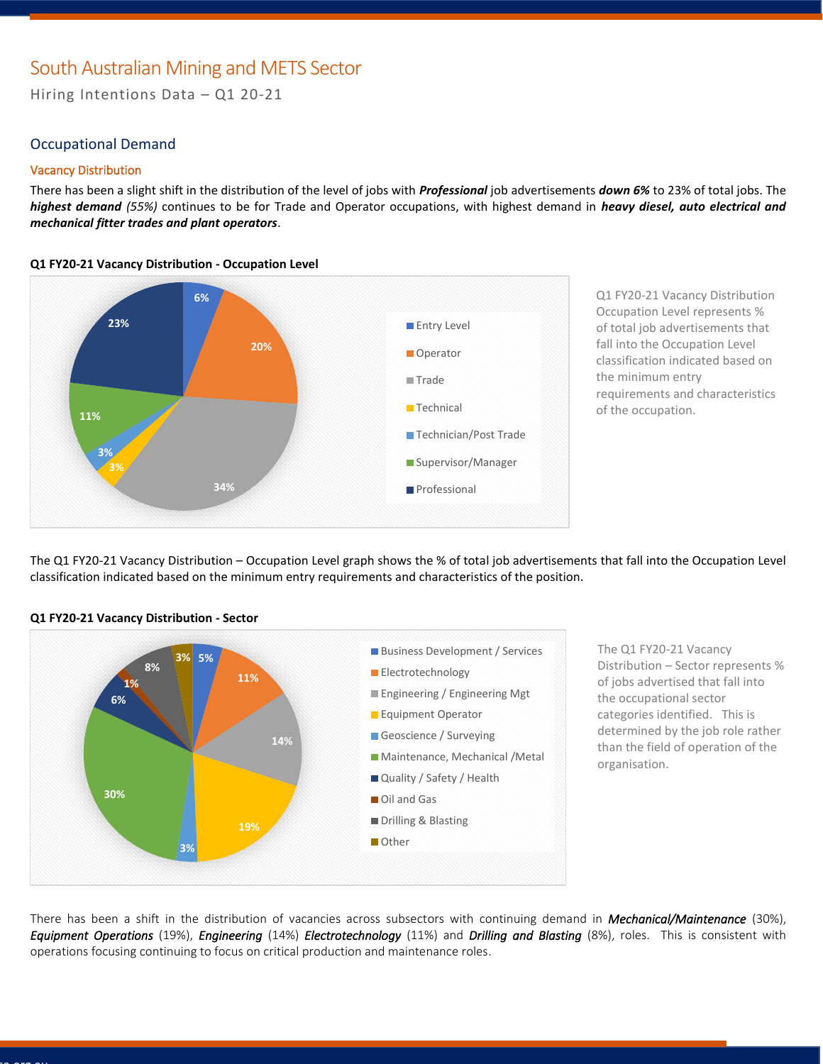# South Australian Mining and METS Sector

Hiring Intentions Data – Q1 20-21

## Occupational Demand

### Vacancy Distribution

There has been a slight shift in the distribution of the level of jobs with ***Professional*** job advertisements ***down 6%*** to 23% of total jobs. The ***highest demand*** *(55%)* continues to be for Trade and Operator occupations, with highest demand in ***heavy diesel, auto electrical and mechanical fitter trades and plant operators***.

**Q1 FY20-21 Vacancy Distribution - Occupation Level**

| Occupation Level | % |
|---|---|
| Entry Level | 6% |
| Operator | 20% |
| Trade | 34% |
| Technical | 3% |
| Technician/Post Trade | 3% |
| Supervisor/Manager | 11% |
| Professional | 23% |

Q1 FY20-21 Vacancy Distribution Occupation Level represents % of total job advertisements that fall into the Occupation Level classification indicated based on the minimum entry requirements and characteristics of the occupation.

The Q1 FY20-21 Vacancy Distribution – Occupation Level graph shows the % of total job advertisements that fall into the Occupation Level classification indicated based on the minimum entry requirements and characteristics of the position.

**Q1 FY20-21 Vacancy Distribution - Sector**

| Sector | % |
|---|---|
| Business Development / Services | 5% |
| Electrotechnology | 11% |
| Engineering / Engineering Mgt | 14% |
| Equipment Operator | 19% |
| Geoscience / Surveying | 3% |
| Maintenance, Mechanical /Metal | 30% |
| Quality / Safety / Health | 6% |
| Oil and Gas | 1% |
| Drilling & Blasting | 8% |
| Other | 3% |

The Q1 FY20-21 Vacancy Distribution – Sector represents % of jobs advertised that fall into the occupational sector categories identified. This is determined by the job role rather than the field of operation of the organisation.

There has been a shift in the distribution of vacancies across subsectors with continuing demand in ***Mechanical/Maintenance*** (30%), ***Equipment Operations*** (19%), ***Engineering*** (14%) ***Electrotechnology*** (11%) and ***Drilling and Blasting*** (8%), roles. This is consistent with operations focusing continuing to focus on critical production and maintenance roles.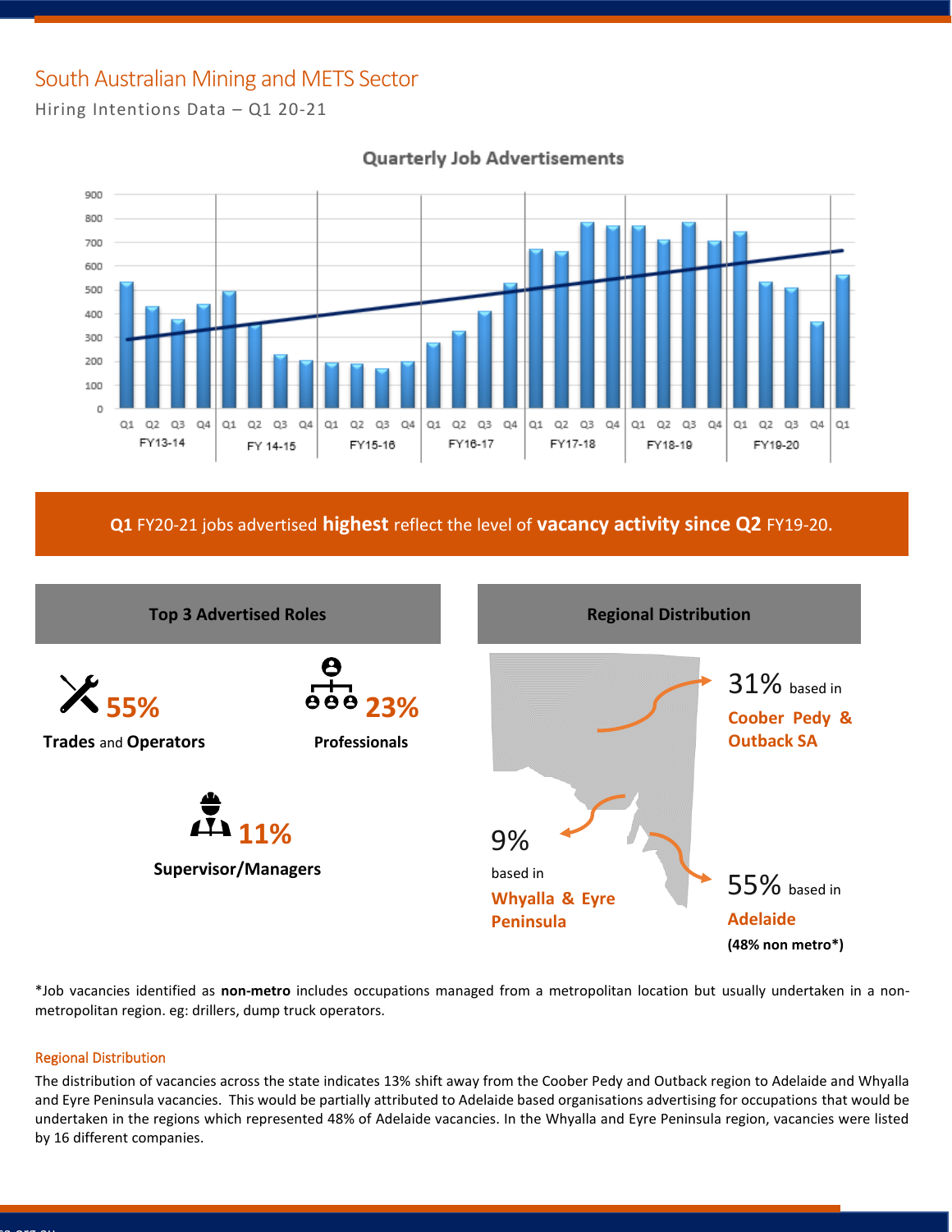# South Australian Mining and METS Sector

Hiring Intentions Data – Q1 20-21

Quarterly Job Advertisements

900
800
700
600
500
400
300
200
100
0

Q1 Q2 Q3 Q4 Q1 Q2 Q3 Q4 Q1 Q2 Q3 Q4 Q1 Q2 Q3 Q4 Q1 Q2 Q3 Q4 Q1 Q2 Q3 Q4 Q1 Q2 Q3 Q4 Q1

FY13-14 FY 14-15 FY15-16 FY16-17 FY17-18 FY18-19 FY19-20

**Q1** FY20-21 jobs advertised **highest** reflect the level of **vacancy activity since Q2** FY19-20.

## Top 3 Advertised Roles

55%
**Trades** and **Operators**

23%
**Professionals**

11%
**Supervisor/Managers**

## Regional Distribution

31% based in **Coober Pedy & Outback SA**

9% based in **Whyalla & Eyre Peninsula**

55% based in **Adelaide**
**(48% non metro*)**

*Job vacancies identified as **non-metro** includes occupations managed from a metropolitan location but usually undertaken in a non-metropolitan region. eg: drillers, dump truck operators.

### Regional Distribution

The distribution of vacancies across the state indicates 13% shift away from the Coober Pedy and Outback region to Adelaide and Whyalla and Eyre Peninsula vacancies. This would be partially attributed to Adelaide based organisations advertising for occupations that would be undertaken in the regions which represented 48% of Adelaide vacancies. In the Whyalla and Eyre Peninsula region, vacancies were listed by 16 different companies.